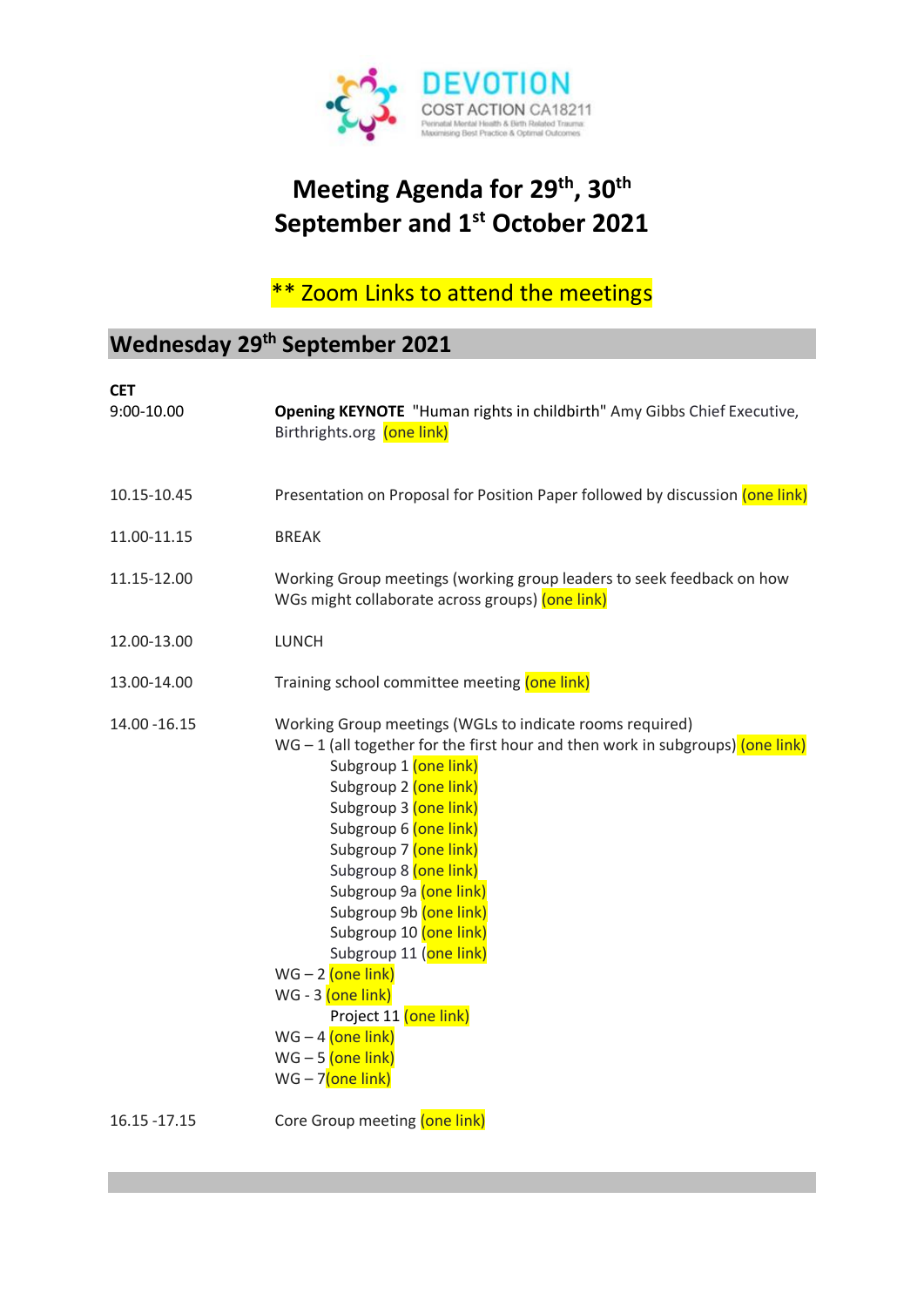DEVOTION

COST ACTION CA18211

Perinatal Mental Health & Birth Related Trauma: Maximising Best Practice & Optimal Outcomes

# Meeting Agenda for 29th, 30th September and 1st October 2021

** Zoom Links to attend the meetings

## Wednesday 29th September 2021

| CET | |
|---|---|
| 9:00-10.00 | **Opening KEYNOTE** "Human rights in childbirth" Amy Gibbs Chief Executive, Birthrights.org (one link) |
| 10.15-10.45 | Presentation on Proposal for Position Paper followed by discussion (one link) |
| 11.00-11.15 | BREAK |
| 11.15-12.00 | Working Group meetings (working group leaders to seek feedback on how WGs might collaborate across groups) (one link) |
| 12.00-13.00 | LUNCH |
| 13.00-14.00 | Training school committee meeting (one link) |
| 14.00 -16.15 | Working Group meetings (WGLs to indicate rooms required)<br>WG – 1 (all together for the first hour and then work in subgroups) (one link)<br>Subgroup 1 (one link)<br>Subgroup 2 (one link)<br>Subgroup 3 (one link)<br>Subgroup 6 (one link)<br>Subgroup 7 (one link)<br>Subgroup 8 (one link)<br>Subgroup 9a (one link)<br>Subgroup 9b (one link)<br>Subgroup 10 (one link)<br>Subgroup 11 (one link)<br>WG – 2 (one link)<br>WG - 3 (one link)<br>Project 11 (one link)<br>WG – 4 (one link)<br>WG – 5 (one link)<br>WG – 7(one link) |
| 16.15 -17.15 | Core Group meeting (one link) |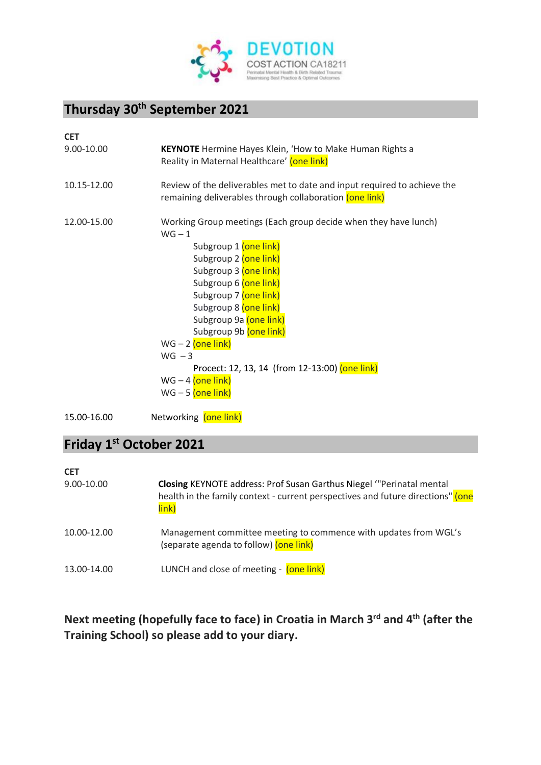DEVOTION

COST ACTION CA18211

Perinatal Mental Health & Birth Related Trauma: Maximising Best Practice & Optimal Outcomes

## Thursday 30th September 2021

**CET**

9.00-10.00 — **KEYNOTE** Hermine Hayes Klein, 'How to Make Human Rights a Reality in Maternal Healthcare' (one link)

10.15-12.00 — Review of the deliverables met to date and input required to achieve the remaining deliverables through collaboration (one link)

12.00-15.00 — Working Group meetings (Each group decide when they have lunch)

WG – 1
- Subgroup 1 (one link)
- Subgroup 2 (one link)
- Subgroup 3 (one link)
- Subgroup 6 (one link)
- Subgroup 7 (one link)
- Subgroup 8 (one link)
- Subgroup 9a (one link)
- Subgroup 9b (one link)

WG – 2 (one link)

WG – 3
- Procect: 12, 13, 14 (from 12-13:00) (one link)

WG – 4 (one link)

WG – 5 (one link)

15.00-16.00 — Networking (one link)

## Friday 1st October 2021

**CET**

9.00-10.00 — **Closing** KEYNOTE address: Prof Susan Garthus Niegel '"Perinatal mental health in the family context - current perspectives and future directions" (one link)

10.00-12.00 — Management committee meeting to commence with updates from WGL's (separate agenda to follow) (one link)

13.00-14.00 — LUNCH and close of meeting - (one link)

**Next meeting (hopefully face to face) in Croatia in March 3rd and 4th (after the Training School) so please add to your diary.**